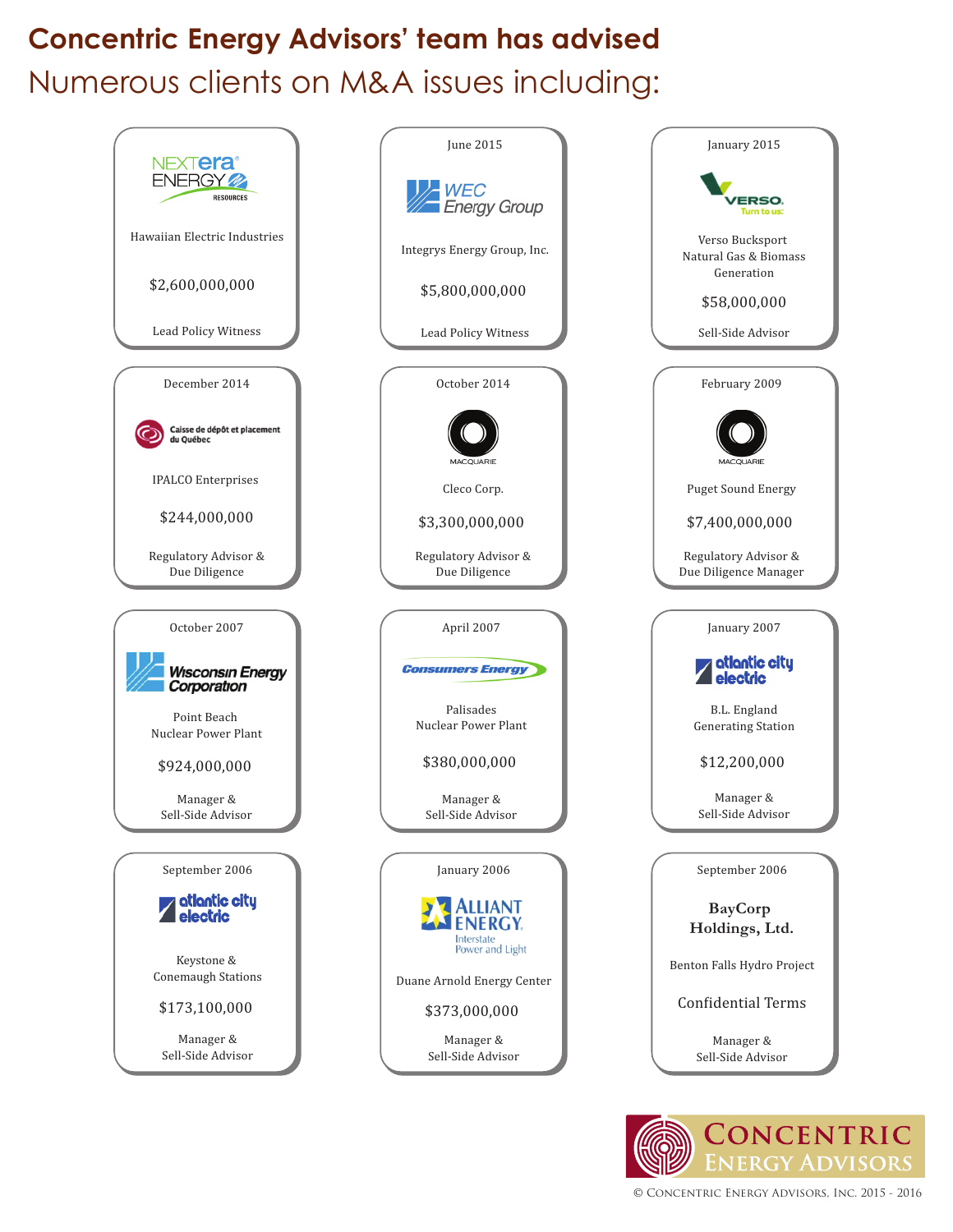# Concentric Energy Advisors' team has advised

## Numerous clients on M&A issues including:

| Date | Client | Transaction | Value | Role |
|---|---|---|---|---|
| | NextEra Energy Resources | Hawaiian Electric Industries | $2,600,000,000 | Lead Policy Witness |
| June 2015 | WEC Energy Group | Integrys Energy Group, Inc. | $5,800,000,000 | Lead Policy Witness |
| January 2015 | Verso | Verso Bucksport Natural Gas & Biomass Generation | $58,000,000 | Sell-Side Advisor |
| December 2014 | Caisse de dépôt et placement du Québec | IPALCO Enterprises | $244,000,000 | Regulatory Advisor & Due Diligence |
| October 2014 | Macquarie | Cleco Corp. | $3,300,000,000 | Regulatory Advisor & Due Diligence |
| February 2009 | Macquarie | Puget Sound Energy | $7,400,000,000 | Regulatory Advisor & Due Diligence Manager |
| October 2007 | Wisconsin Energy Corporation | Point Beach Nuclear Power Plant | $924,000,000 | Manager & Sell-Side Advisor |
| April 2007 | Consumers Energy | Palisades Nuclear Power Plant | $380,000,000 | Manager & Sell-Side Advisor |
| January 2007 | Atlantic City Electric | B.L. England Generating Station | $12,200,000 | Manager & Sell-Side Advisor |
| September 2006 | Atlantic City Electric | Keystone & Conemaugh Stations | $173,100,000 | Manager & Sell-Side Advisor |
| January 2006 | Alliant Energy Interstate Power and Light | Duane Arnold Energy Center | $373,000,000 | Manager & Sell-Side Advisor |
| September 2006 | BayCorp Holdings, Ltd. | Benton Falls Hydro Project | Confidential Terms | Manager & Sell-Side Advisor |

Concentric Energy Advisors

© Concentric Energy Advisors, Inc. 2015 - 2016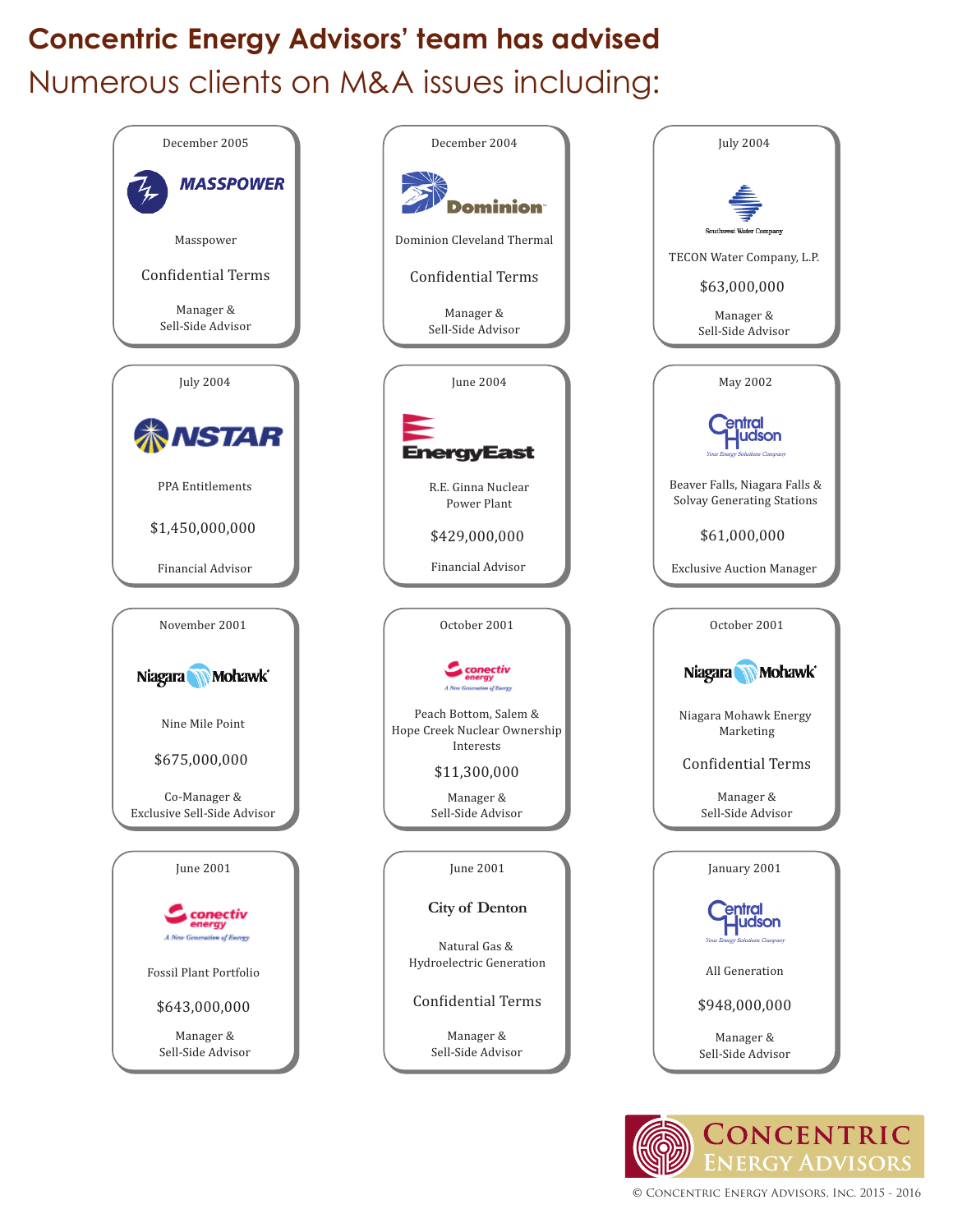# Concentric Energy Advisors' team has advised

## Numerous clients on M&A issues including:

| Date | Client | Transaction | Value | Role |
|---|---|---|---|---|
| December 2005 | MASSPOWER | Masspower | Confidential Terms | Manager & Sell-Side Advisor |
| December 2004 | Dominion | Dominion Cleveland Thermal | Confidential Terms | Manager & Sell-Side Advisor |
| July 2004 | Southwest Water Company | TECON Water Company, L.P. | $63,000,000 | Manager & Sell-Side Advisor |
| July 2004 | NSTAR | PPA Entitlements | $1,450,000,000 | Financial Advisor |
| June 2004 | EnergyEast | R.E. Ginna Nuclear Power Plant | $429,000,000 | Financial Advisor |
| May 2002 | Central Hudson — Your Energy Solutions Company | Beaver Falls, Niagara Falls & Solvay Generating Stations | $61,000,000 | Exclusive Auction Manager |
| November 2001 | Niagara Mohawk | Nine Mile Point | $675,000,000 | Co-Manager & Exclusive Sell-Side Advisor |
| October 2001 | conectiv energy — A New Generation of Energy | Peach Bottom, Salem & Hope Creek Nuclear Ownership Interests | $11,300,000 | Manager & Sell-Side Advisor |
| October 2001 | Niagara Mohawk | Niagara Mohawk Energy Marketing | Confidential Terms | Manager & Sell-Side Advisor |
| June 2001 | conectiv energy — A New Generation of Energy | Fossil Plant Portfolio | $643,000,000 | Manager & Sell-Side Advisor |
| June 2001 | City of Denton | Natural Gas & Hydroelectric Generation | Confidential Terms | Manager & Sell-Side Advisor |
| January 2001 | Central Hudson — Your Energy Solutions Company | All Generation | $948,000,000 | Manager & Sell-Side Advisor |

CONCENTRIC ENERGY ADVISORS

© Concentric Energy Advisors, Inc. 2015 - 2016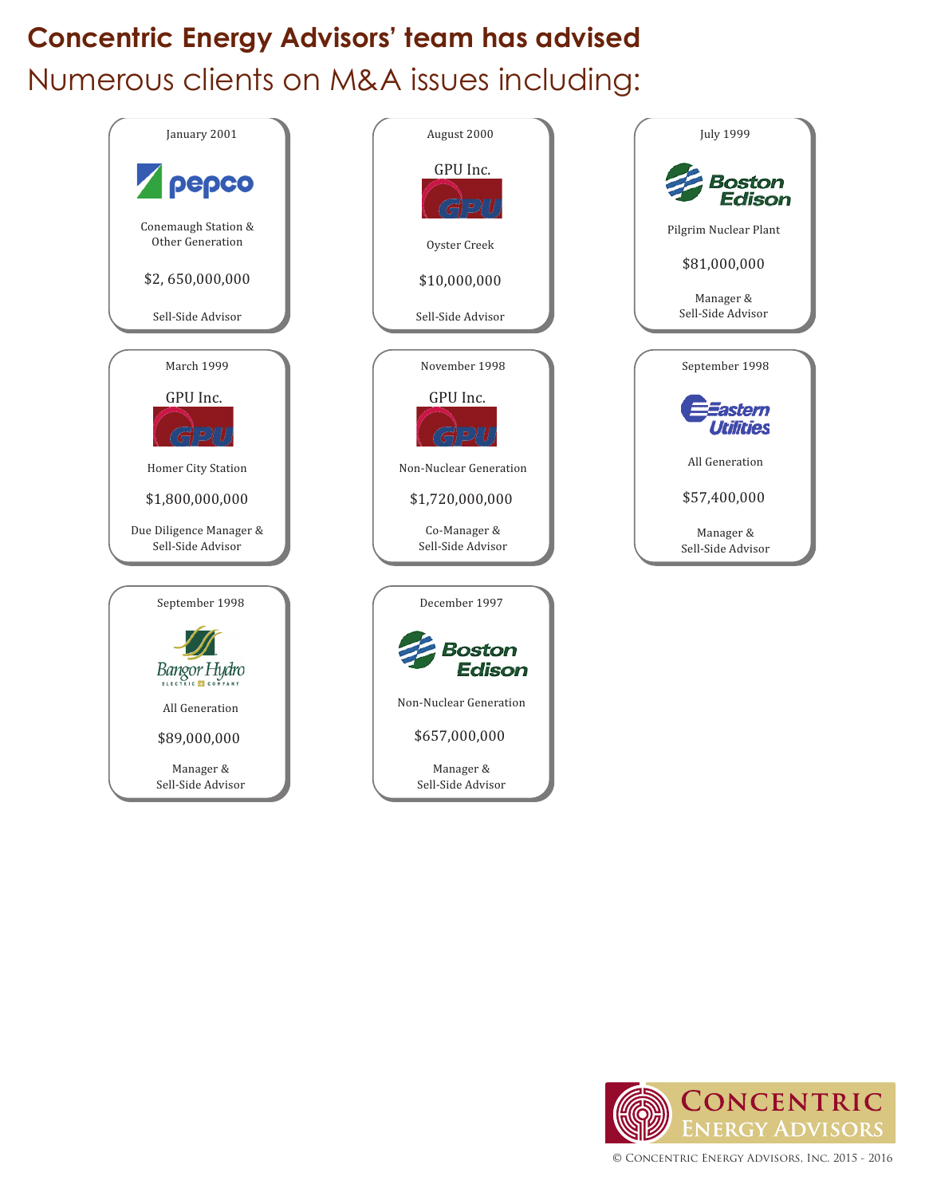# Concentric Energy Advisors' team has advised

## Numerous clients on M&A issues including:

January 2001

pepco

Conemaugh Station & Other Generation

$2, 650,000,000

Sell-Side Advisor

August 2000

GPU Inc.

Oyster Creek

$10,000,000

Sell-Side Advisor

July 1999

Boston Edison

Pilgrim Nuclear Plant

$81,000,000

Manager & Sell-Side Advisor

March 1999

GPU Inc.

Homer City Station

$1,800,000,000

Due Diligence Manager & Sell-Side Advisor

November 1998

GPU Inc.

Non-Nuclear Generation

$1,720,000,000

Co-Manager & Sell-Side Advisor

September 1998

Eastern Utilities

All Generation

$57,400,000

Manager & Sell-Side Advisor

September 1998

Bangor Hydro Electric Company

All Generation

$89,000,000

Manager & Sell-Side Advisor

December 1997

Boston Edison

Non-Nuclear Generation

$657,000,000

Manager & Sell-Side Advisor

Concentric Energy Advisors

© Concentric Energy Advisors, Inc. 2015 - 2016